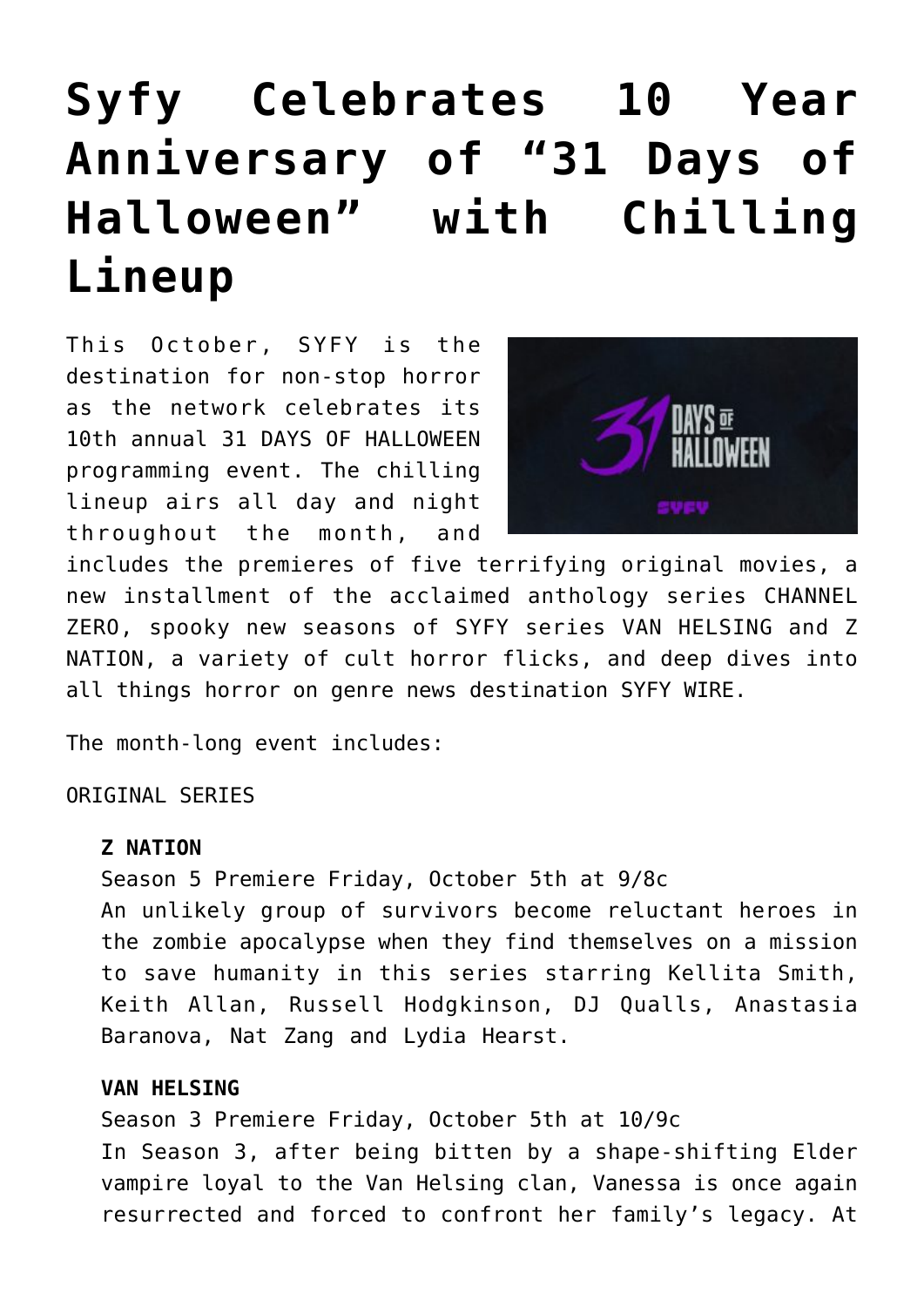# Syfy Celebrates 10 Year Anniversary of "31 Days of Halloween" with Chilling Lineup

This October, SYFY is the destination for non-stop horror as the network celebrates its 10th annual 31 DAYS OF HALLOWEEN programming event. The chilling lineup airs all day and night throughout the month, and includes the premieres of five terrifying original movies, a new installment of the acclaimed anthology series CHANNEL ZERO, spooky new seasons of SYFY series VAN HELSING and Z NATION, a variety of cult horror flicks, and deep dives into all things horror on genre news destination SYFY WIRE.

The month-long event includes:

ORIGINAL SERIES

**Z NATION**
Season 5 Premiere Friday, October 5th at 9/8c
An unlikely group of survivors become reluctant heroes in the zombie apocalypse when they find themselves on a mission to save humanity in this series starring Kellita Smith, Keith Allan, Russell Hodgkinson, DJ Qualls, Anastasia Baranova, Nat Zang and Lydia Hearst.

**VAN HELSING**
Season 3 Premiere Friday, October 5th at 10/9c
In Season 3, after being bitten by a shape-shifting Elder vampire loyal to the Van Helsing clan, Vanessa is once again resurrected and forced to confront her family's legacy. At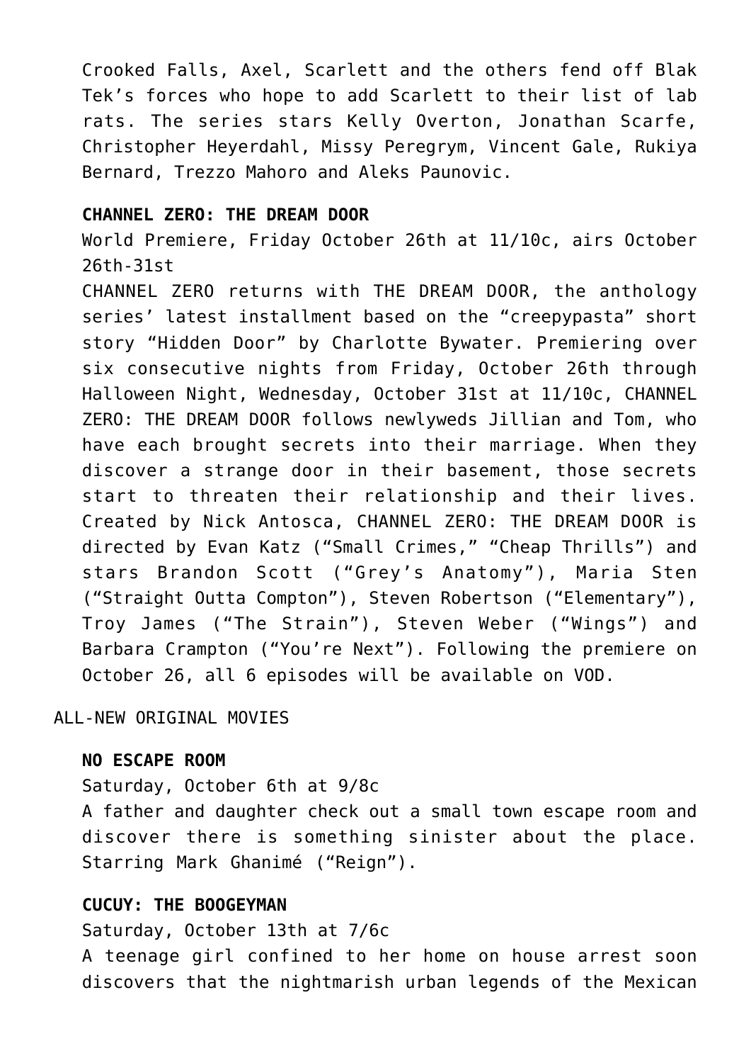Crooked Falls, Axel, Scarlett and the others fend off Blak Tek's forces who hope to add Scarlett to their list of lab rats. The series stars Kelly Overton, Jonathan Scarfe, Christopher Heyerdahl, Missy Peregrym, Vincent Gale, Rukiya Bernard, Trezzo Mahoro and Aleks Paunovic.

**CHANNEL ZERO: THE DREAM DOOR**

World Premiere, Friday October 26th at 11/10c, airs October 26th-31st

CHANNEL ZERO returns with THE DREAM DOOR, the anthology series' latest installment based on the "creepypasta" short story "Hidden Door" by Charlotte Bywater. Premiering over six consecutive nights from Friday, October 26th through Halloween Night, Wednesday, October 31st at 11/10c, CHANNEL ZERO: THE DREAM DOOR follows newlyweds Jillian and Tom, who have each brought secrets into their marriage. When they discover a strange door in their basement, those secrets start to threaten their relationship and their lives. Created by Nick Antosca, CHANNEL ZERO: THE DREAM DOOR is directed by Evan Katz ("Small Crimes," "Cheap Thrills") and stars Brandon Scott ("Grey's Anatomy"), Maria Sten ("Straight Outta Compton"), Steven Robertson ("Elementary"), Troy James ("The Strain"), Steven Weber ("Wings") and Barbara Crampton ("You're Next"). Following the premiere on October 26, all 6 episodes will be available on VOD.

ALL-NEW ORIGINAL MOVIES

**NO ESCAPE ROOM**

Saturday, October 6th at 9/8c

A father and daughter check out a small town escape room and discover there is something sinister about the place. Starring Mark Ghanimé ("Reign").

**CUCUY: THE BOOGEYMAN**

Saturday, October 13th at 7/6c

A teenage girl confined to her home on house arrest soon discovers that the nightmarish urban legends of the Mexican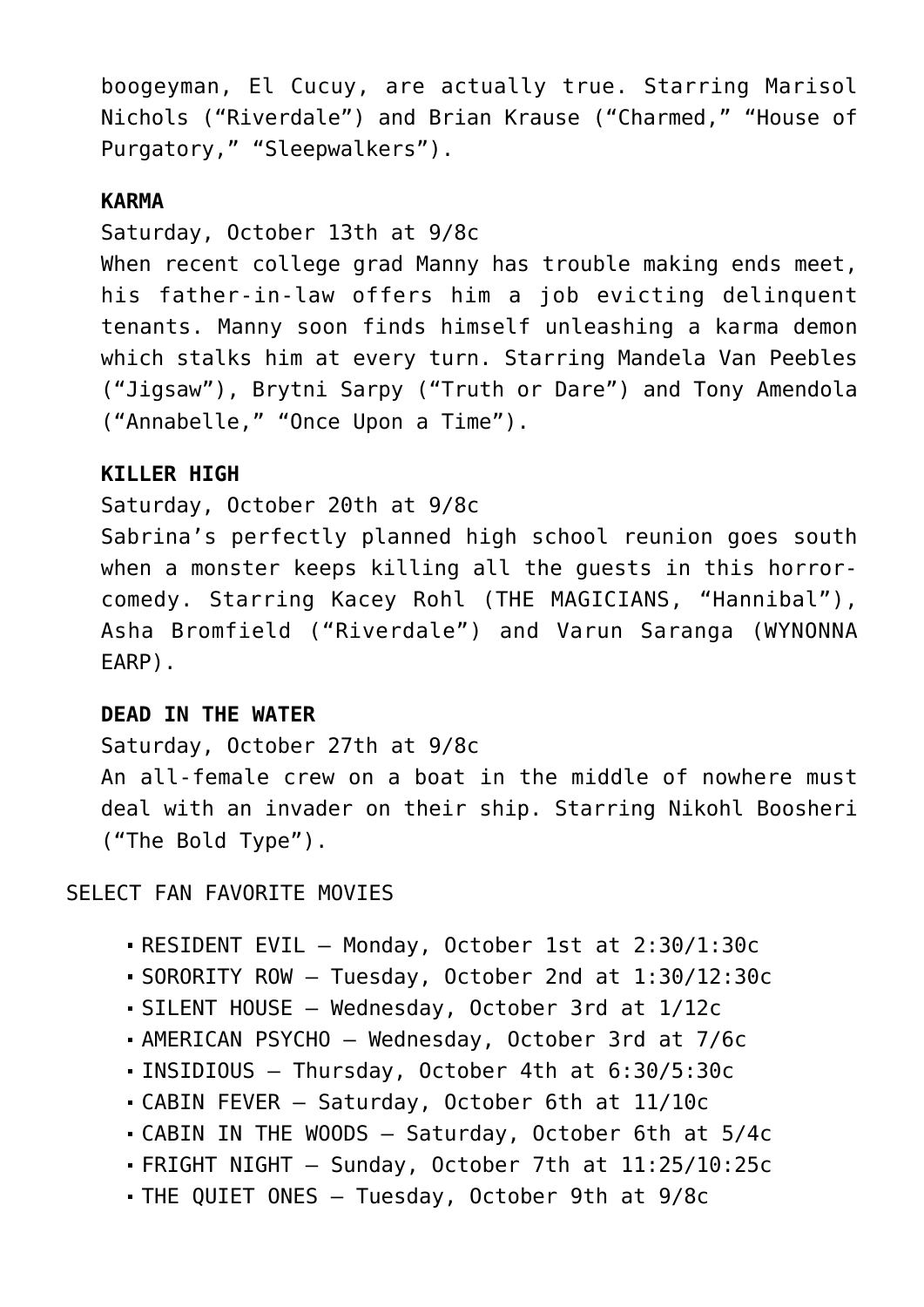boogeyman, El Cucuy, are actually true. Starring Marisol Nichols ("Riverdale") and Brian Krause ("Charmed," "House of Purgatory," "Sleepwalkers").

**KARMA**

Saturday, October 13th at 9/8c
When recent college grad Manny has trouble making ends meet, his father-in-law offers him a job evicting delinquent tenants. Manny soon finds himself unleashing a karma demon which stalks him at every turn. Starring Mandela Van Peebles ("Jigsaw"), Brytni Sarpy ("Truth or Dare") and Tony Amendola ("Annabelle," "Once Upon a Time").

**KILLER HIGH**

Saturday, October 20th at 9/8c
Sabrina's perfectly planned high school reunion goes south when a monster keeps killing all the guests in this horror-comedy. Starring Kacey Rohl (THE MAGICIANS, "Hannibal"), Asha Bromfield ("Riverdale") and Varun Saranga (WYNONNA EARP).

**DEAD IN THE WATER**

Saturday, October 27th at 9/8c
An all-female crew on a boat in the middle of nowhere must deal with an invader on their ship. Starring Nikohl Boosheri ("The Bold Type").

SELECT FAN FAVORITE MOVIES

- RESIDENT EVIL – Monday, October 1st at 2:30/1:30c
- SORORITY ROW – Tuesday, October 2nd at 1:30/12:30c
- SILENT HOUSE – Wednesday, October 3rd at 1/12c
- AMERICAN PSYCHO – Wednesday, October 3rd at 7/6c
- INSIDIOUS – Thursday, October 4th at 6:30/5:30c
- CABIN FEVER – Saturday, October 6th at 11/10c
- CABIN IN THE WOODS – Saturday, October 6th at 5/4c
- FRIGHT NIGHT – Sunday, October 7th at 11:25/10:25c
- THE QUIET ONES – Tuesday, October 9th at 9/8c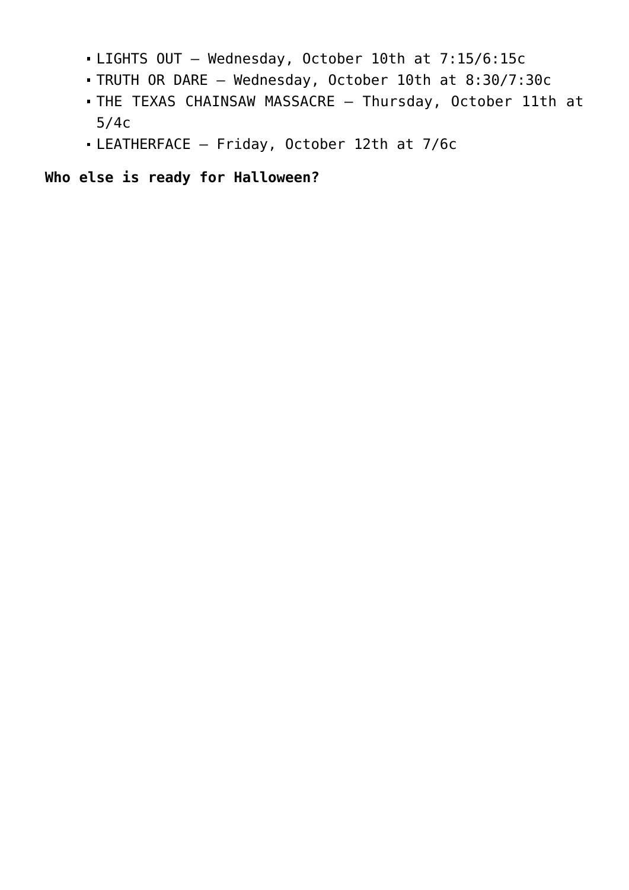- LIGHTS OUT – Wednesday, October 10th at 7:15/6:15c
- TRUTH OR DARE – Wednesday, October 10th at 8:30/7:30c
- THE TEXAS CHAINSAW MASSACRE – Thursday, October 11th at 5/4c
- LEATHERFACE – Friday, October 12th at 7/6c

**Who else is ready for Halloween?**